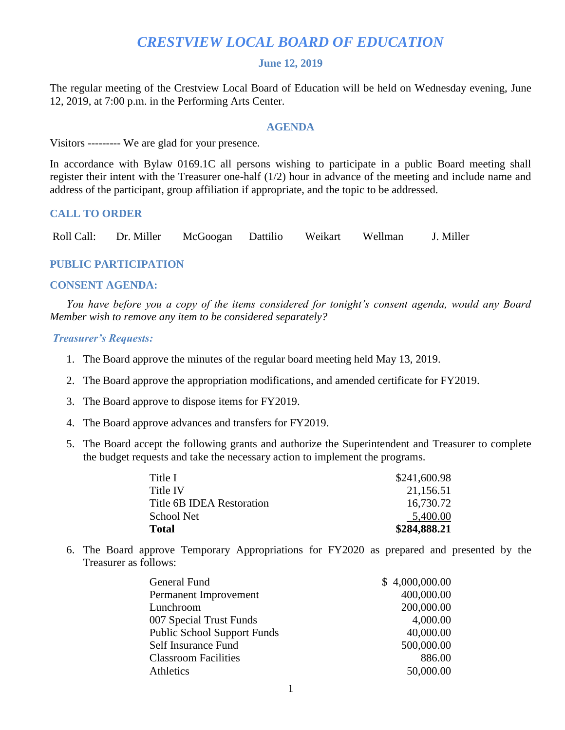# *CRESTVIEW LOCAL BOARD OF EDUCATION*

### June 12, 2019

The regular meeting of the Crestview Local Board of Education will be held on Wednesday evening, June 12, 2019, at 7:00 p.m. in the Performing Arts Center.

### AGENDA

Visitors --------- We are glad for your presence.

In accordance with Bylaw 0169.1C all persons wishing to participate in a public Board meeting shall register their intent with the Treasurer one-half (1/2) hour in advance of the meeting and include name and address of the participant, group affiliation if appropriate, and the topic to be addressed.

### CALL TO ORDER

Roll Call: Dr. Miller McGoogan Dattilio Weikart Wellman J. Miller

### PUBLIC PARTICIPATION

### CONSENT AGENDA:

*You have before you a copy of the items considered for tonight's consent agenda, would any Board Member wish to remove any item to be considered separately?*

***Treasurer's Requests:***

1. The Board approve the minutes of the regular board meeting held May 13, 2019.
2. The Board approve the appropriation modifications, and amended certificate for FY2019.
3. The Board approve to dispose items for FY2019.
4. The Board approve advances and transfers for FY2019.
5. The Board accept the following grants and authorize the Superintendent and Treasurer to complete the budget requests and take the necessary action to implement the programs.

| | |
|---|---:|
| Title I | $241,600.98 |
| Title IV | 21,156.51 |
| Title 6B IDEA Restoration | 16,730.72 |
| School Net | 5,400.00 |
| **Total** | **$284,888.21** |

6. The Board approve Temporary Appropriations for FY2020 as prepared and presented by the Treasurer as follows:

| | |
|---|---:|
| General Fund | $ 4,000,000.00 |
| Permanent Improvement | 400,000.00 |
| Lunchroom | 200,000.00 |
| 007 Special Trust Funds | 4,000.00 |
| Public School Support Funds | 40,000.00 |
| Self Insurance Fund | 500,000.00 |
| Classroom Facilities | 886.00 |
| Athletics | 50,000.00 |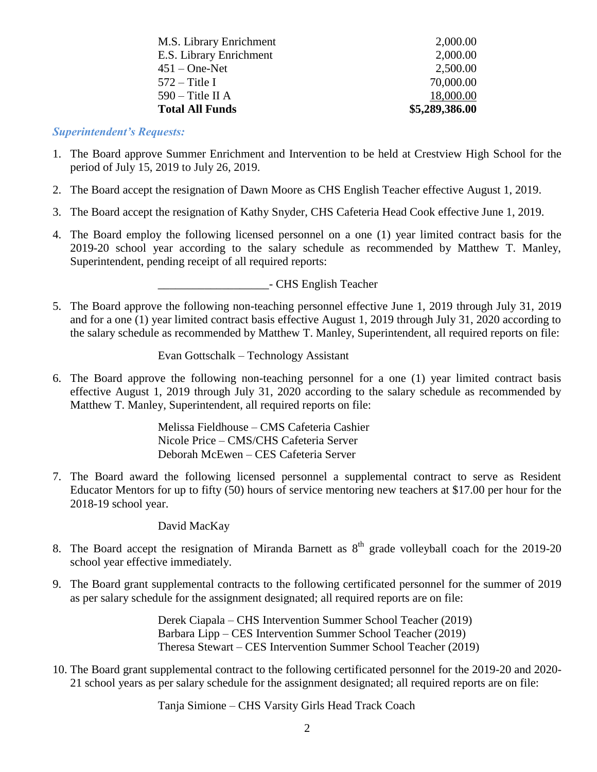| | |
|---|---|
| M.S. Library Enrichment | 2,000.00 |
| E.S. Library Enrichment | 2,000.00 |
| 451 – One-Net | 2,500.00 |
| 572 – Title I | 70,000.00 |
| 590 – Title II A | 18,000.00 |
| **Total All Funds** | **$5,289,386.00** |

***Superintendent's Requests:***

1. The Board approve Summer Enrichment and Intervention to be held at Crestview High School for the period of July 15, 2019 to July 26, 2019.

2. The Board accept the resignation of Dawn Moore as CHS English Teacher effective August 1, 2019.

3. The Board accept the resignation of Kathy Snyder, CHS Cafeteria Head Cook effective June 1, 2019.

4. The Board employ the following licensed personnel on a one (1) year limited contract basis for the 2019-20 school year according to the salary schedule as recommended by Matthew T. Manley, Superintendent, pending receipt of all required reports:

   ___________________- CHS English Teacher

5. The Board approve the following non-teaching personnel effective June 1, 2019 through July 31, 2019 and for a one (1) year limited contract basis effective August 1, 2019 through July 31, 2020 according to the salary schedule as recommended by Matthew T. Manley, Superintendent, all required reports on file:

   Evan Gottschalk – Technology Assistant

6. The Board approve the following non-teaching personnel for a one (1) year limited contract basis effective August 1, 2019 through July 31, 2020 according to the salary schedule as recommended by Matthew T. Manley, Superintendent, all required reports on file:

   Melissa Fieldhouse – CMS Cafeteria Cashier
   Nicole Price – CMS/CHS Cafeteria Server
   Deborah McEwen – CES Cafeteria Server

7. The Board award the following licensed personnel a supplemental contract to serve as Resident Educator Mentors for up to fifty (50) hours of service mentoring new teachers at $17.00 per hour for the 2018-19 school year.

   David MacKay

8. The Board accept the resignation of Miranda Barnett as 8th grade volleyball coach for the 2019-20 school year effective immediately.

9. The Board grant supplemental contracts to the following certificated personnel for the summer of 2019 as per salary schedule for the assignment designated; all required reports are on file:

   Derek Ciapala – CHS Intervention Summer School Teacher (2019)
   Barbara Lipp – CES Intervention Summer School Teacher (2019)
   Theresa Stewart – CES Intervention Summer School Teacher (2019)

10. The Board grant supplemental contract to the following certificated personnel for the 2019-20 and 2020-21 school years as per salary schedule for the assignment designated; all required reports are on file:

    Tanja Simione – CHS Varsity Girls Head Track Coach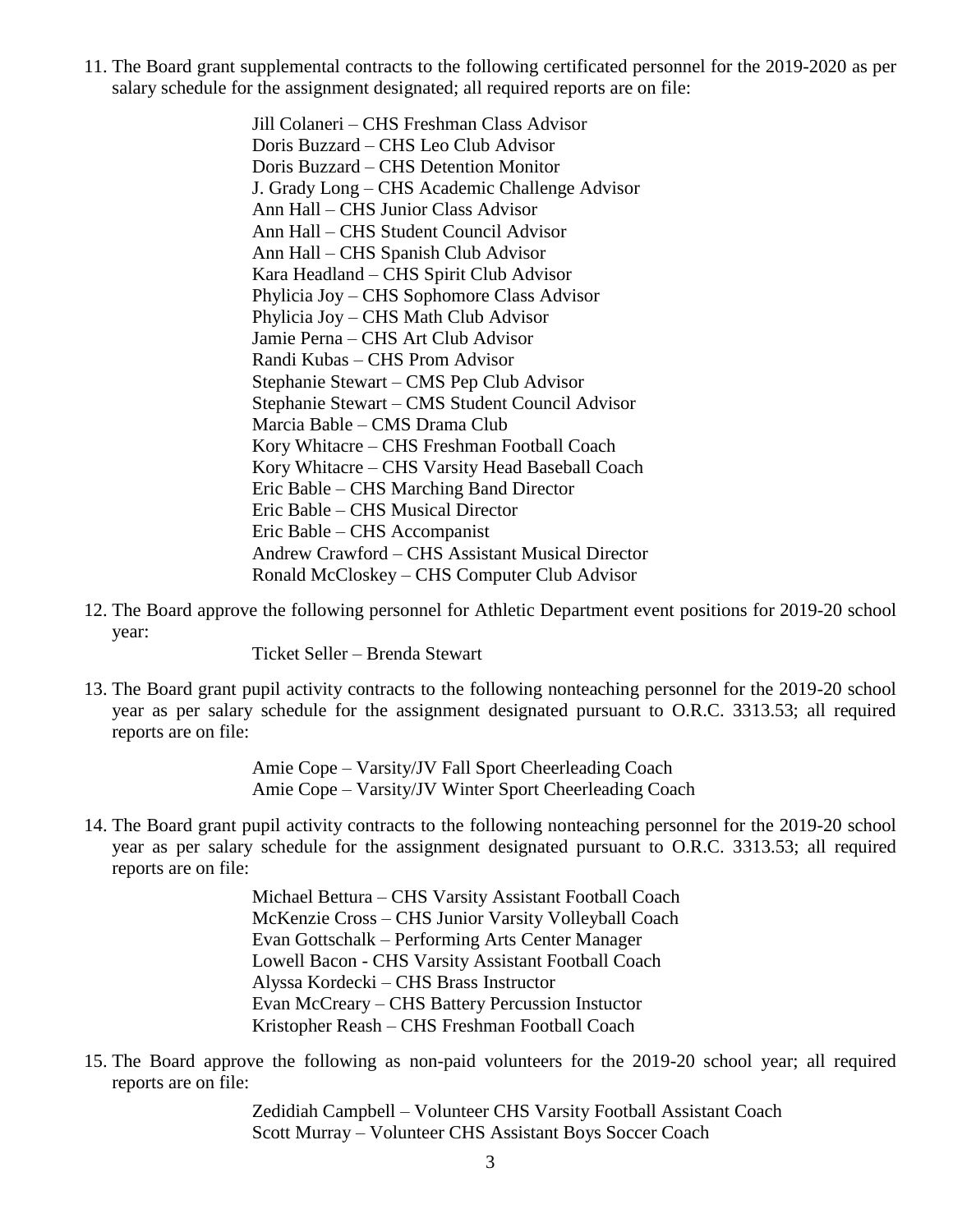11. The Board grant supplemental contracts to the following certificated personnel for the 2019-2020 as per salary schedule for the assignment designated; all required reports are on file:

    Jill Colaneri – CHS Freshman Class Advisor
    Doris Buzzard – CHS Leo Club Advisor
    Doris Buzzard – CHS Detention Monitor
    J. Grady Long – CHS Academic Challenge Advisor
    Ann Hall – CHS Junior Class Advisor
    Ann Hall – CHS Student Council Advisor
    Ann Hall – CHS Spanish Club Advisor
    Kara Headland – CHS Spirit Club Advisor
    Phylicia Joy – CHS Sophomore Class Advisor
    Phylicia Joy – CHS Math Club Advisor
    Jamie Perna – CHS Art Club Advisor
    Randi Kubas – CHS Prom Advisor
    Stephanie Stewart – CMS Pep Club Advisor
    Stephanie Stewart – CMS Student Council Advisor
    Marcia Bable – CMS Drama Club
    Kory Whitacre – CHS Freshman Football Coach
    Kory Whitacre – CHS Varsity Head Baseball Coach
    Eric Bable – CHS Marching Band Director
    Eric Bable – CHS Musical Director
    Eric Bable – CHS Accompanist
    Andrew Crawford – CHS Assistant Musical Director
    Ronald McCloskey – CHS Computer Club Advisor

12. The Board approve the following personnel for Athletic Department event positions for 2019-20 school year:

    Ticket Seller – Brenda Stewart

13. The Board grant pupil activity contracts to the following nonteaching personnel for the 2019-20 school year as per salary schedule for the assignment designated pursuant to O.R.C. 3313.53; all required reports are on file:

    Amie Cope – Varsity/JV Fall Sport Cheerleading Coach
    Amie Cope – Varsity/JV Winter Sport Cheerleading Coach

14. The Board grant pupil activity contracts to the following nonteaching personnel for the 2019-20 school year as per salary schedule for the assignment designated pursuant to O.R.C. 3313.53; all required reports are on file:

    Michael Bettura – CHS Varsity Assistant Football Coach
    McKenzie Cross – CHS Junior Varsity Volleyball Coach
    Evan Gottschalk – Performing Arts Center Manager
    Lowell Bacon - CHS Varsity Assistant Football Coach
    Alyssa Kordecki – CHS Brass Instructor
    Evan McCreary – CHS Battery Percussion Instuctor
    Kristopher Reash – CHS Freshman Football Coach

15. The Board approve the following as non-paid volunteers for the 2019-20 school year; all required reports are on file:

    Zedidiah Campbell – Volunteer CHS Varsity Football Assistant Coach
    Scott Murray – Volunteer CHS Assistant Boys Soccer Coach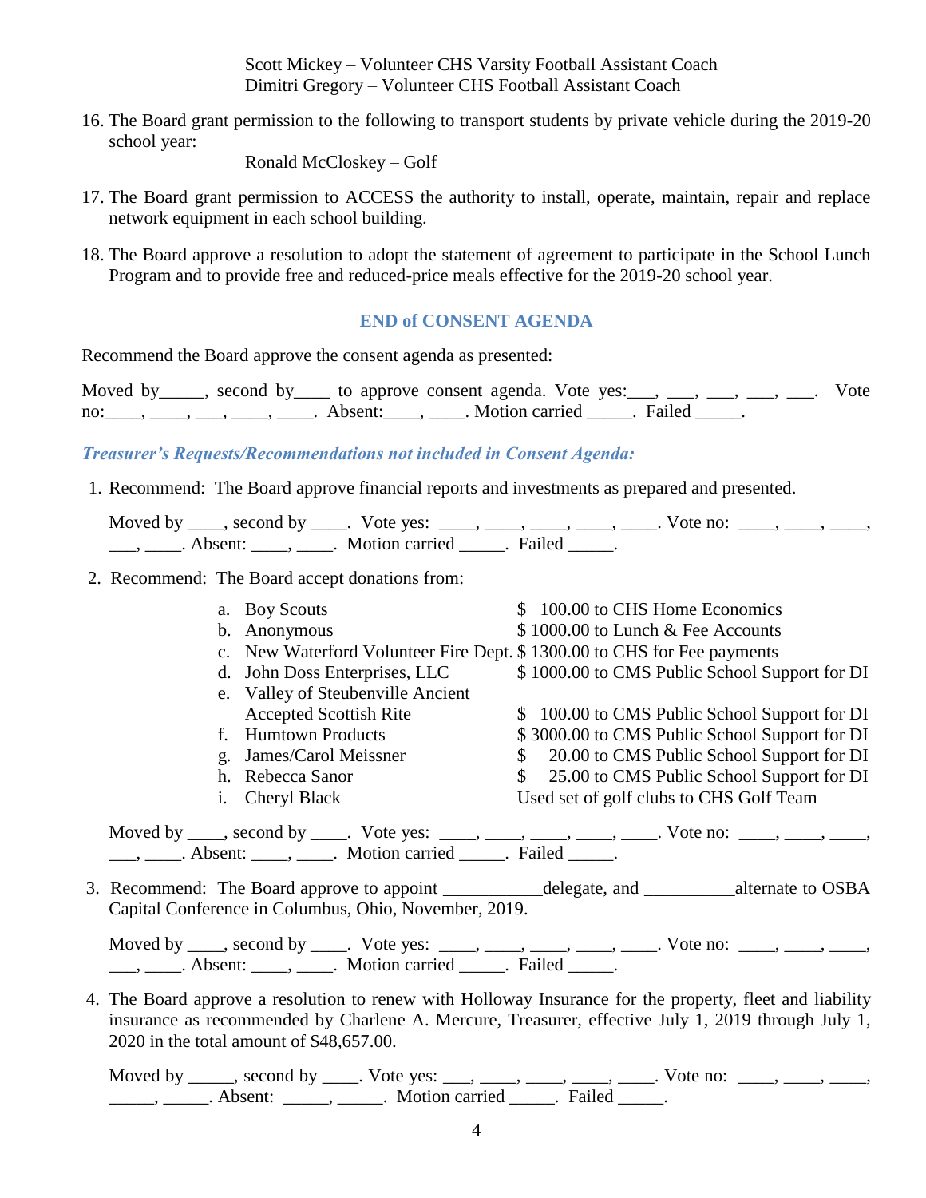Scott Mickey – Volunteer CHS Varsity Football Assistant Coach
Dimitri Gregory – Volunteer CHS Football Assistant Coach

16. The Board grant permission to the following to transport students by private vehicle during the 2019-20 school year:

    Ronald McCloskey – Golf

17. The Board grant permission to ACCESS the authority to install, operate, maintain, repair and replace network equipment in each school building.

18. The Board approve a resolution to adopt the statement of agreement to participate in the School Lunch Program and to provide free and reduced-price meals effective for the 2019-20 school year.

## END of CONSENT AGENDA

Recommend the Board approve the consent agenda as presented:

Moved by_____, second by____ to approve consent agenda. Vote yes:___, ___, ___, ___, ___. Vote no:____, ____, ___, ____, ____. Absent:____, ____. Motion carried _____. Failed _____.

***Treasurer's Requests/Recommendations not included in Consent Agenda:***

1. Recommend: The Board approve financial reports and investments as prepared and presented.

   Moved by ____, second by ____. Vote yes: ____, ____, ____, ____, ____. Vote no: ____, ____, ____, ___, ____. Absent: ____, ____. Motion carried _____. Failed _____.

2. Recommend: The Board accept donations from:

   a. Boy Scouts — $ 100.00 to CHS Home Economics
   b. Anonymous — $ 1000.00 to Lunch & Fee Accounts
   c. New Waterford Volunteer Fire Dept. $ 1300.00 to CHS for Fee payments
   d. John Doss Enterprises, LLC — $ 1000.00 to CMS Public School Support for DI
   e. Valley of Steubenville Ancient Accepted Scottish Rite — $ 100.00 to CMS Public School Support for DI
   f. Humtown Products — $ 3000.00 to CMS Public School Support for DI
   g. James/Carol Meissner — $ 20.00 to CMS Public School Support for DI
   h. Rebecca Sanor — $ 25.00 to CMS Public School Support for DI
   i. Cheryl Black — Used set of golf clubs to CHS Golf Team

   Moved by ____, second by ____. Vote yes: ____, ____, ____, ____, ____. Vote no: ____, ____, ____, ___, ____. Absent: ____, ____. Motion carried _____. Failed _____.

3. Recommend: The Board approve to appoint ___________delegate, and __________alternate to OSBA Capital Conference in Columbus, Ohio, November, 2019.

   Moved by ____, second by ____. Vote yes: ____, ____, ____, ____, ____. Vote no: ____, ____, ____, ___, ____. Absent: ____, ____. Motion carried _____. Failed _____.

4. The Board approve a resolution to renew with Holloway Insurance for the property, fleet and liability insurance as recommended by Charlene A. Mercure, Treasurer, effective July 1, 2019 through July 1, 2020 in the total amount of $48,657.00.

   Moved by _____, second by ____. Vote yes: ___, ____, ____, ____, ____. Vote no: ____, ____, ____, _____, _____. Absent: _____, _____. Motion carried _____. Failed _____.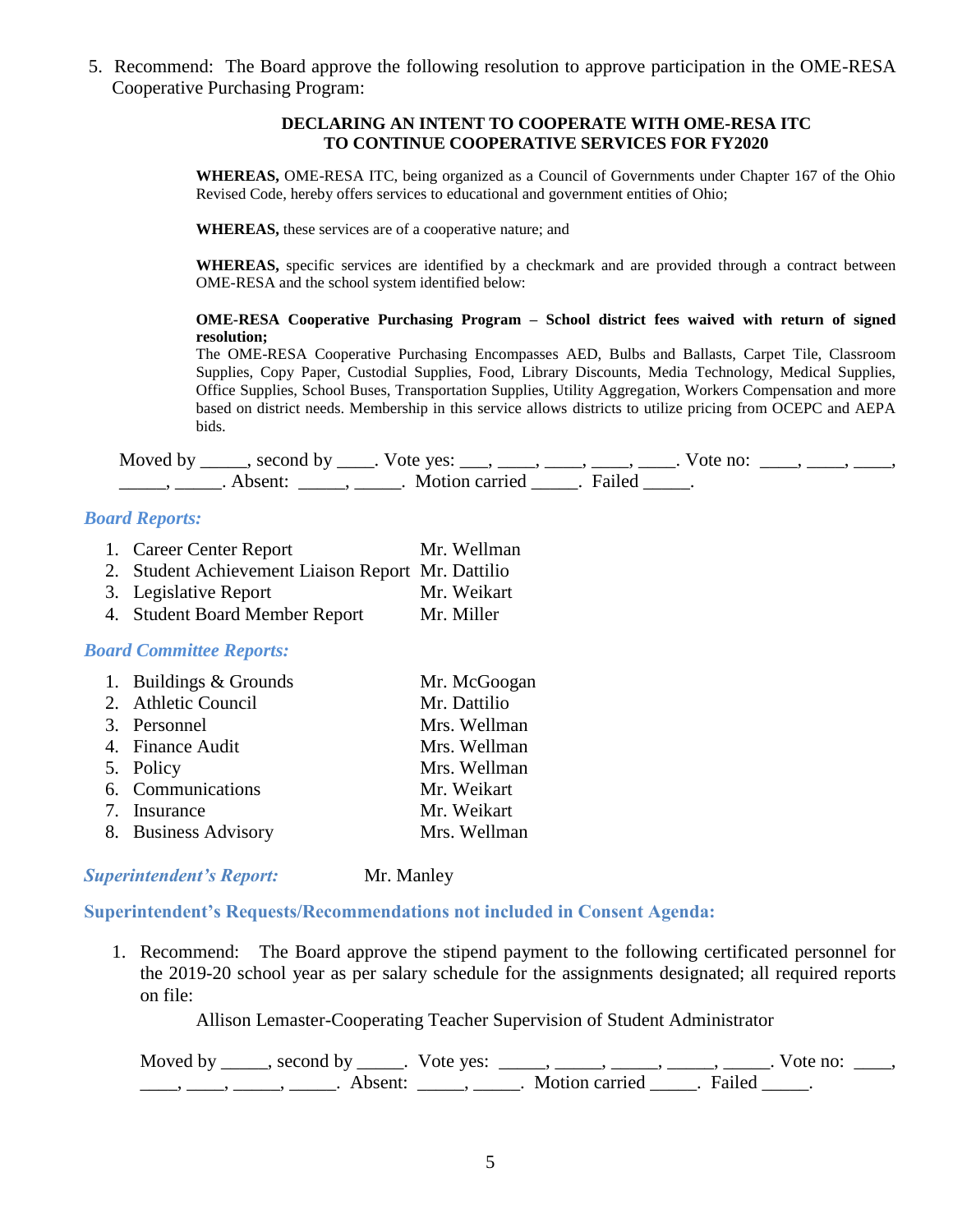5. Recommend: The Board approve the following resolution to approve participation in the OME-RESA Cooperative Purchasing Program:

**DECLARING AN INTENT TO COOPERATE WITH OME-RESA ITC**
**TO CONTINUE COOPERATIVE SERVICES FOR FY2020**

**WHEREAS,** OME-RESA ITC, being organized as a Council of Governments under Chapter 167 of the Ohio Revised Code, hereby offers services to educational and government entities of Ohio;

**WHEREAS,** these services are of a cooperative nature; and

**WHEREAS,** specific services are identified by a checkmark and are provided through a contract between OME-RESA and the school system identified below:

**OME-RESA Cooperative Purchasing Program – School district fees waived with return of signed resolution;**
The OME-RESA Cooperative Purchasing Encompasses AED, Bulbs and Ballasts, Carpet Tile, Classroom Supplies, Copy Paper, Custodial Supplies, Food, Library Discounts, Media Technology, Medical Supplies, Office Supplies, School Buses, Transportation Supplies, Utility Aggregation, Workers Compensation and more based on district needs. Membership in this service allows districts to utilize pricing from OCEPC and AEPA bids.

Moved by _____, second by ____. Vote yes: ___, ____, ____, ____, ____. Vote no: ____, ____, ____, _____, _____. Absent: _____, _____. Motion carried _____. Failed _____.

***Board Reports:***

1. Career Center Report — Mr. Wellman
2. Student Achievement Liaison Report — Mr. Dattilio
3. Legislative Report — Mr. Weikart
4. Student Board Member Report — Mr. Miller

***Board Committee Reports:***

1. Buildings & Grounds — Mr. McGoogan
2. Athletic Council — Mr. Dattilio
3. Personnel — Mrs. Wellman
4. Finance Audit — Mrs. Wellman
5. Policy — Mrs. Wellman
6. Communications — Mr. Weikart
7. Insurance — Mr. Weikart
8. Business Advisory — Mrs. Wellman

***Superintendent's Report:*** Mr. Manley

**Superintendent's Requests/Recommendations not included in Consent Agenda:**

1. Recommend: The Board approve the stipend payment to the following certificated personnel for the 2019-20 school year as per salary schedule for the assignments designated; all required reports on file:

   Allison Lemaster-Cooperating Teacher Supervision of Student Administrator

   Moved by _____, second by _____. Vote yes: _____, _____, _____, _____, _____. Vote no: ____, ____, ____, _____, _____. Absent: _____, _____. Motion carried _____. Failed _____.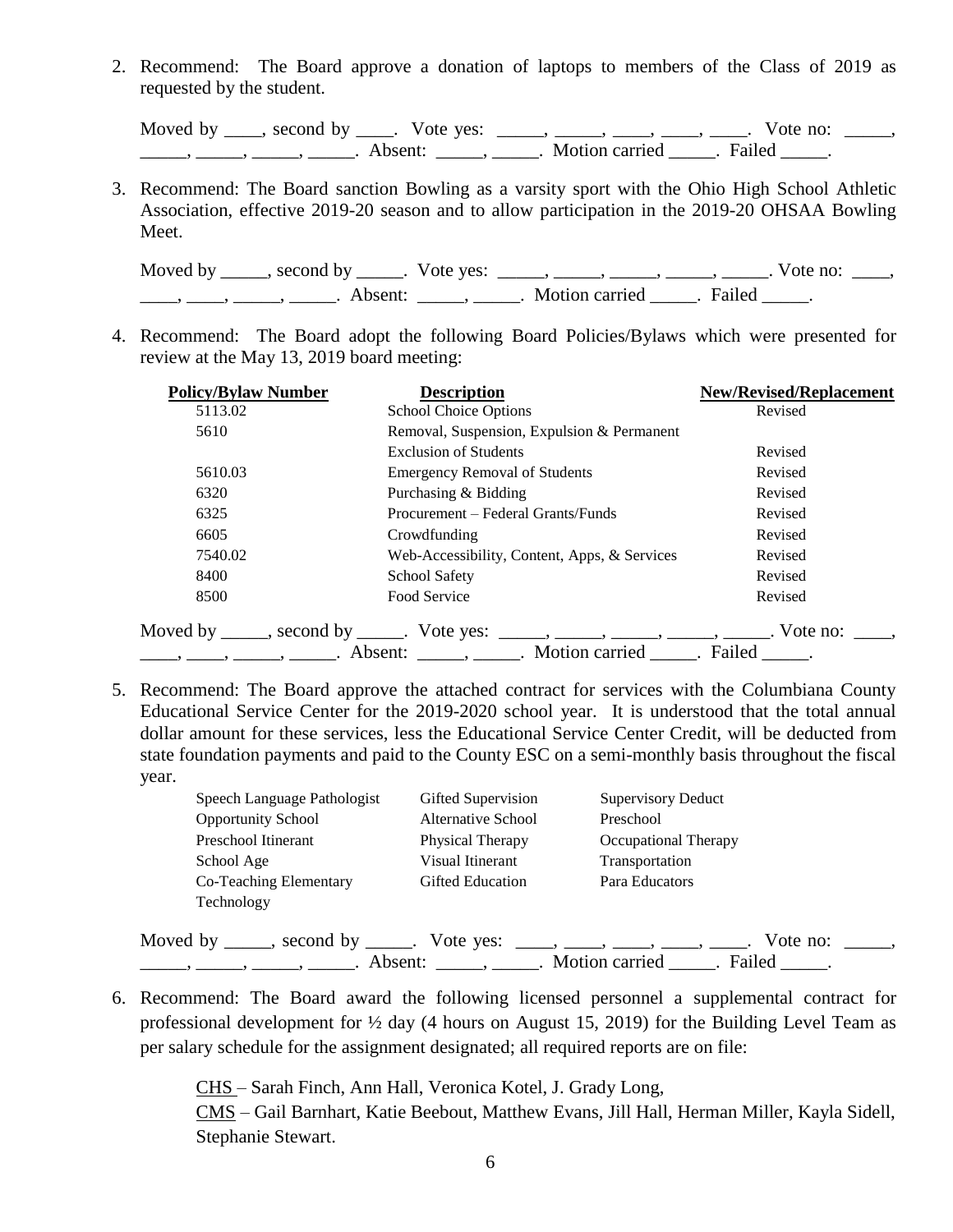2. Recommend: The Board approve a donation of laptops to members of the Class of 2019 as requested by the student.

   Moved by ____, second by ____. Vote yes: _____, _____, ____, ____, ____. Vote no: _____, _____, _____, _____, _____. Absent: _____, _____. Motion carried _____. Failed _____.

3. Recommend: The Board sanction Bowling as a varsity sport with the Ohio High School Athletic Association, effective 2019-20 season and to allow participation in the 2019-20 OHSAA Bowling Meet.

   Moved by _____, second by _____. Vote yes: _____, _____, _____, _____, _____. Vote no: ____, ____, ____, _____, _____. Absent: _____, _____. Motion carried _____. Failed _____.

4. Recommend: The Board adopt the following Board Policies/Bylaws which were presented for review at the May 13, 2019 board meeting:

| Policy/Bylaw Number | Description | New/Revised/Replacement |
|---|---|---|
| 5113.02 | School Choice Options | Revised |
| 5610 | Removal, Suspension, Expulsion & Permanent Exclusion of Students | Revised |
| 5610.03 | Emergency Removal of Students | Revised |
| 6320 | Purchasing & Bidding | Revised |
| 6325 | Procurement – Federal Grants/Funds | Revised |
| 6605 | Crowdfunding | Revised |
| 7540.02 | Web-Accessibility, Content, Apps, & Services | Revised |
| 8400 | School Safety | Revised |
| 8500 | Food Service | Revised |

   Moved by _____, second by _____. Vote yes: _____, _____, _____, _____, _____. Vote no: ____, ____, ____, _____, _____. Absent: _____, _____. Motion carried _____. Failed _____.

5. Recommend: The Board approve the attached contract for services with the Columbiana County Educational Service Center for the 2019-2020 school year. It is understood that the total annual dollar amount for these services, less the Educational Service Center Credit, will be deducted from state foundation payments and paid to the County ESC on a semi-monthly basis throughout the fiscal year.

| | | |
|---|---|---|
| Speech Language Pathologist | Gifted Supervision | Supervisory Deduct |
| Opportunity School | Alternative School | Preschool |
| Preschool Itinerant | Physical Therapy | Occupational Therapy |
| School Age | Visual Itinerant | Transportation |
| Co-Teaching Elementary | Gifted Education | Para Educators |
| Technology | | |

   Moved by _____, second by _____. Vote yes: ____, ____, ____, ____, ____. Vote no: _____, _____, _____, _____, _____. Absent: _____, _____. Motion carried _____. Failed _____.

6. Recommend: The Board award the following licensed personnel a supplemental contract for professional development for ½ day (4 hours on August 15, 2019) for the Building Level Team as per salary schedule for the assignment designated; all required reports are on file:

   CHS – Sarah Finch, Ann Hall, Veronica Kotel, J. Grady Long,
   CMS – Gail Barnhart, Katie Beebout, Matthew Evans, Jill Hall, Herman Miller, Kayla Sidell, Stephanie Stewart.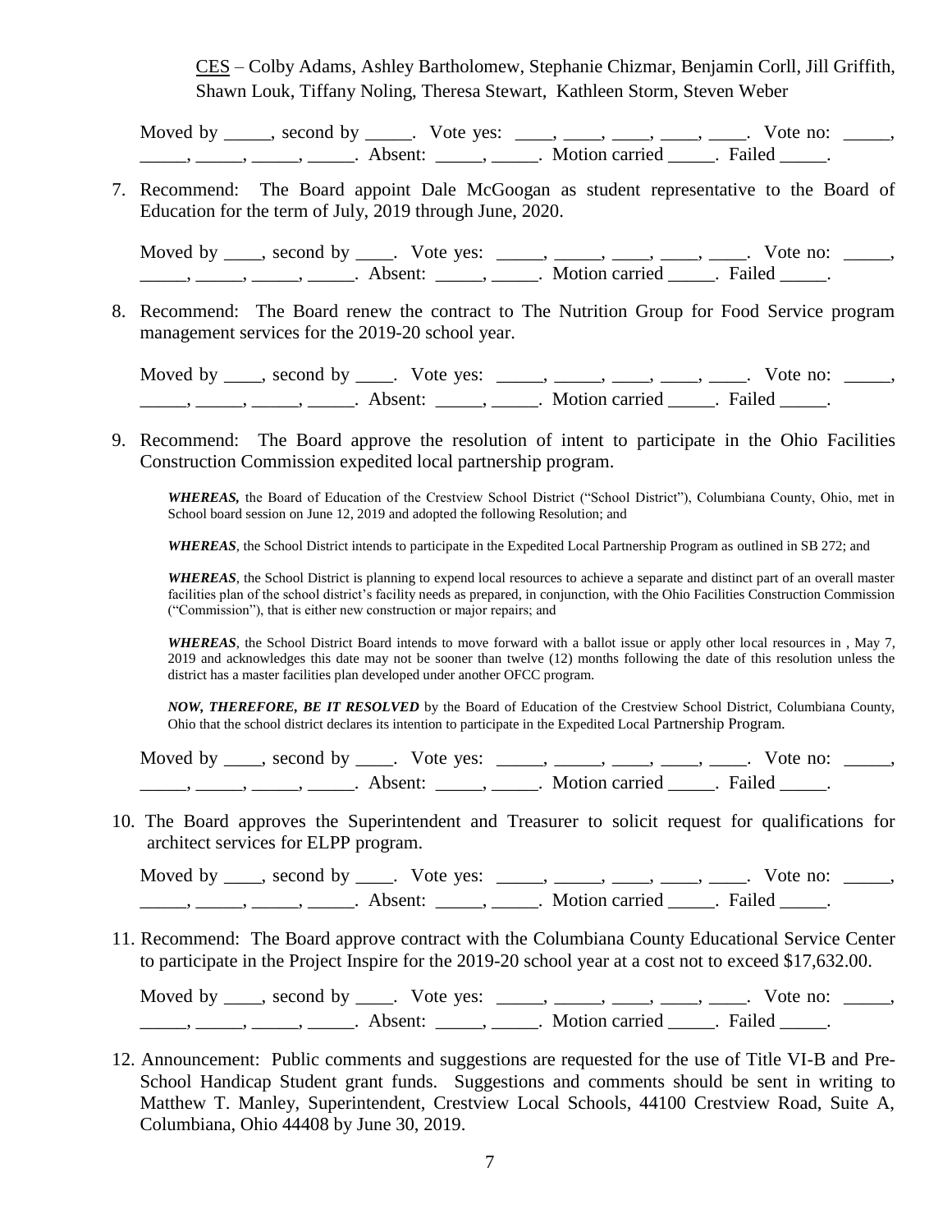CES – Colby Adams, Ashley Bartholomew, Stephanie Chizmar, Benjamin Corll, Jill Griffith, Shawn Louk, Tiffany Noling, Theresa Stewart, Kathleen Storm, Steven Weber

Moved by _____, second by _____. Vote yes: ____, ____, ____, ____, ____. Vote no: _____, _____, _____, _____, _____. Absent: _____, _____. Motion carried _____. Failed _____.

7. Recommend: The Board appoint Dale McGoogan as student representative to the Board of Education for the term of July, 2019 through June, 2020.

   Moved by ____, second by ____. Vote yes: _____, _____, ____, ____, ____. Vote no: _____, _____, _____, _____, _____. Absent: _____, _____. Motion carried _____. Failed _____.

8. Recommend: The Board renew the contract to The Nutrition Group for Food Service program management services for the 2019-20 school year.

   Moved by ____, second by ____. Vote yes: _____, _____, ____, ____, ____. Vote no: _____, _____, _____, _____, _____. Absent: _____, _____. Motion carried _____. Failed _____.

9. Recommend: The Board approve the resolution of intent to participate in the Ohio Facilities Construction Commission expedited local partnership program.

   ***WHEREAS,*** the Board of Education of the Crestview School District ("School District"), Columbiana County, Ohio, met in School board session on June 12, 2019 and adopted the following Resolution; and

   ***WHEREAS***, the School District intends to participate in the Expedited Local Partnership Program as outlined in SB 272; and

   ***WHEREAS***, the School District is planning to expend local resources to achieve a separate and distinct part of an overall master facilities plan of the school district's facility needs as prepared, in conjunction, with the Ohio Facilities Construction Commission ("Commission"), that is either new construction or major repairs; and

   ***WHEREAS***, the School District Board intends to move forward with a ballot issue or apply other local resources in , May 7, 2019 and acknowledges this date may not be sooner than twelve (12) months following the date of this resolution unless the district has a master facilities plan developed under another OFCC program.

   ***NOW, THEREFORE, BE IT RESOLVED*** by the Board of Education of the Crestview School District, Columbiana County, Ohio that the school district declares its intention to participate in the Expedited Local Partnership Program.

   Moved by ____, second by ____. Vote yes: _____, _____, ____, ____, ____. Vote no: _____, _____, _____, _____, _____. Absent: _____, _____. Motion carried _____. Failed _____.

10. The Board approves the Superintendent and Treasurer to solicit request for qualifications for architect services for ELPP program.

    Moved by ____, second by ____. Vote yes: _____, _____, ____, ____, ____. Vote no: _____, _____, _____, _____, _____. Absent: _____, _____. Motion carried _____. Failed _____.

11. Recommend: The Board approve contract with the Columbiana County Educational Service Center to participate in the Project Inspire for the 2019-20 school year at a cost not to exceed $17,632.00.

    Moved by ____, second by ____. Vote yes: _____, _____, ____, ____, ____. Vote no: _____, _____, _____, _____, _____. Absent: _____, _____. Motion carried _____. Failed _____.

12. Announcement: Public comments and suggestions are requested for the use of Title VI-B and Pre-School Handicap Student grant funds. Suggestions and comments should be sent in writing to Matthew T. Manley, Superintendent, Crestview Local Schools, 44100 Crestview Road, Suite A, Columbiana, Ohio 44408 by June 30, 2019.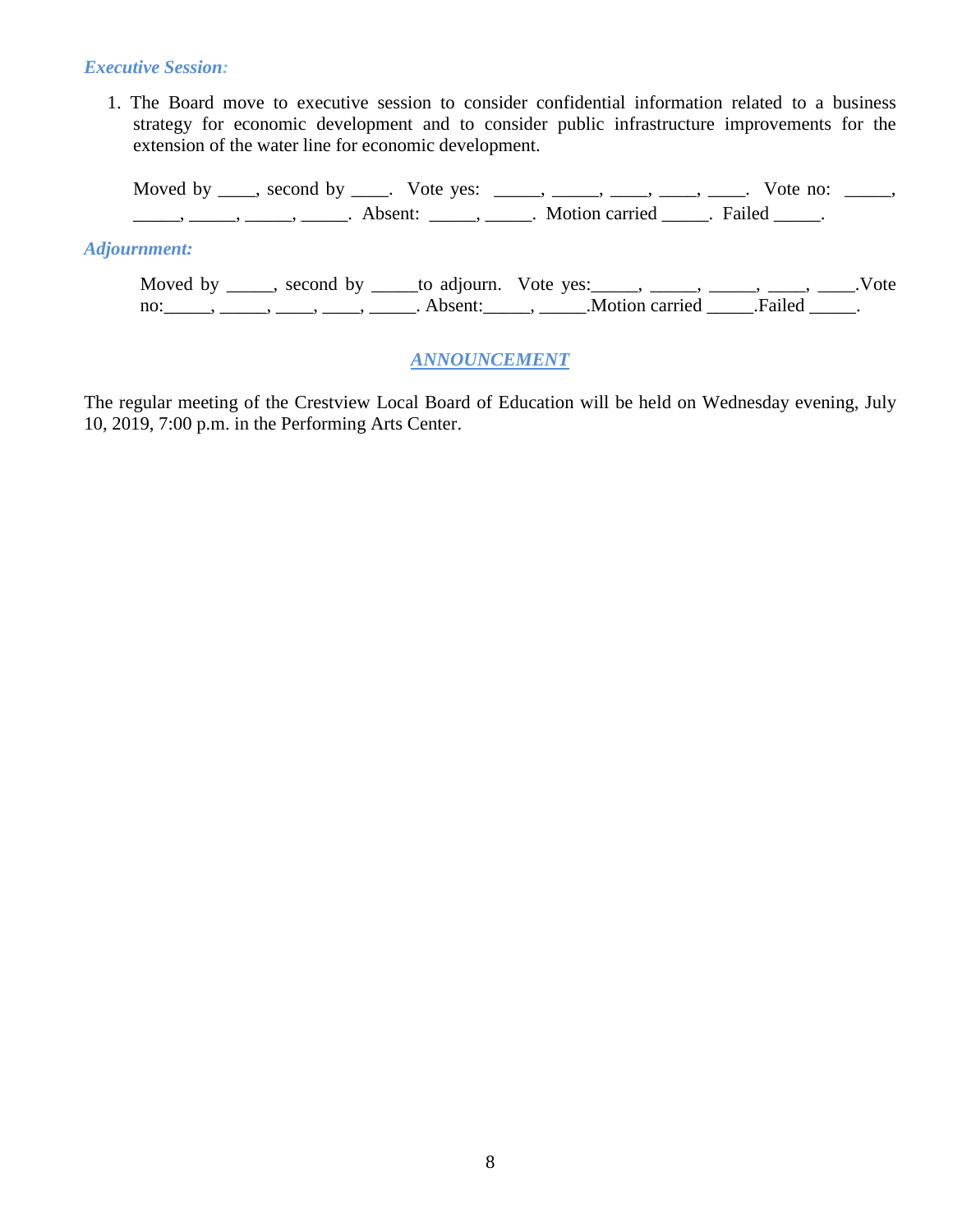***Executive Session:***

1. The Board move to executive session to consider confidential information related to a business strategy for economic development and to consider public infrastructure improvements for the extension of the water line for economic development.

   Moved by ____, second by ____. Vote yes: _____, _____, ____, ____, ____. Vote no: _____, _____, _____, _____, _____. Absent: _____, _____. Motion carried _____. Failed _____.

***Adjournment:***

Moved by _____, second by _____to adjourn. Vote yes:_____, _____, _____, ____, ____.Vote no:_____, _____, ____, ____, _____. Absent:_____, _____.Motion carried _____.Failed _____.

***ANNOUNCEMENT***

The regular meeting of the Crestview Local Board of Education will be held on Wednesday evening, July 10, 2019, 7:00 p.m. in the Performing Arts Center.